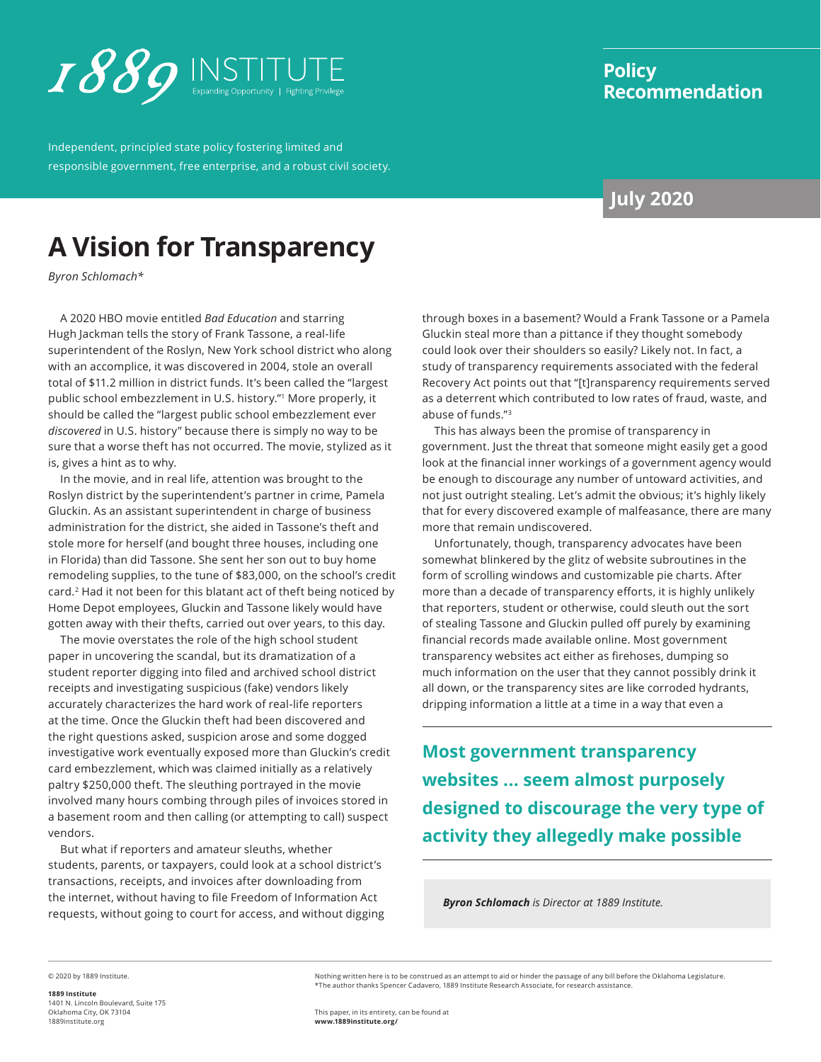1889 INSTITUTE
Expanding Opportunity | Fighting Privilege

Independent, principled state policy fostering limited and responsible government, free enterprise, and a robust civil society.

**Policy Recommendation**

**July 2020**

# A Vision for Transparency

*Byron Schlomach**

A 2020 HBO movie entitled *Bad Education* and starring Hugh Jackman tells the story of Frank Tassone, a real-life superintendent of the Roslyn, New York school district who along with an accomplice, it was discovered in 2004, stole an overall total of $11.2 million in district funds. It's been called the "largest public school embezzlement in U.S. history."[1] More properly, it should be called the "largest public school embezzlement ever *discovered* in U.S. history" because there is simply no way to be sure that a worse theft has not occurred. The movie, stylized as it is, gives a hint as to why.

In the movie, and in real life, attention was brought to the Roslyn district by the superintendent's partner in crime, Pamela Gluckin. As an assistant superintendent in charge of business administration for the district, she aided in Tassone's theft and stole more for herself (and bought three houses, including one in Florida) than did Tassone. She sent her son out to buy home remodeling supplies, to the tune of $83,000, on the school's credit card.[2] Had it not been for this blatant act of theft being noticed by Home Depot employees, Gluckin and Tassone likely would have gotten away with their thefts, carried out over years, to this day.

The movie overstates the role of the high school student paper in uncovering the scandal, but its dramatization of a student reporter digging into filed and archived school district receipts and investigating suspicious (fake) vendors likely accurately characterizes the hard work of real-life reporters at the time. Once the Gluckin theft had been discovered and the right questions asked, suspicion arose and some dogged investigative work eventually exposed more than Gluckin's credit card embezzlement, which was claimed initially as a relatively paltry $250,000 theft. The sleuthing portrayed in the movie involved many hours combing through piles of invoices stored in a basement room and then calling (or attempting to call) suspect vendors.

But what if reporters and amateur sleuths, whether students, parents, or taxpayers, could look at a school district's transactions, receipts, and invoices after downloading from the internet, without having to file Freedom of Information Act requests, without going to court for access, and without digging through boxes in a basement? Would a Frank Tassone or a Pamela Gluckin steal more than a pittance if they thought somebody could look over their shoulders so easily? Likely not. In fact, a study of transparency requirements associated with the federal Recovery Act points out that "[t]ransparency requirements served as a deterrent which contributed to low rates of fraud, waste, and abuse of funds."[3]

This has always been the promise of transparency in government. Just the threat that someone might easily get a good look at the financial inner workings of a government agency would be enough to discourage any number of untoward activities, and not just outright stealing. Let's admit the obvious; it's highly likely that for every discovered example of malfeasance, there are many more that remain undiscovered.

Unfortunately, though, transparency advocates have been somewhat blinkered by the glitz of website subroutines in the form of scrolling windows and customizable pie charts. After more than a decade of transparency efforts, it is highly unlikely that reporters, student or otherwise, could sleuth out the sort of stealing Tassone and Gluckin pulled off purely by examining financial records made available online. Most government transparency websites act either as firehoses, dumping so much information on the user that they cannot possibly drink it all down, or the transparency sites are like corroded hydrants, dripping information a little at a time in a way that even a

**Most government transparency websites ... seem almost purposely designed to discourage the very type of activity they allegedly make possible**

***Byron Schlomach** is Director at 1889 Institute.*

© 2020 by 1889 Institute.

**1889 Institute**
1401 N. Lincoln Boulevard, Suite 175
Oklahoma City, OK 73104
1889institute.org

Nothing written here is to be construed as an attempt to aid or hinder the passage of any bill before the Oklahoma Legislature.
*The author thanks Spencer Cadavero, 1889 Institute Research Associate, for research assistance.

This paper, in its entirety, can be found at **www.1889institute.org/**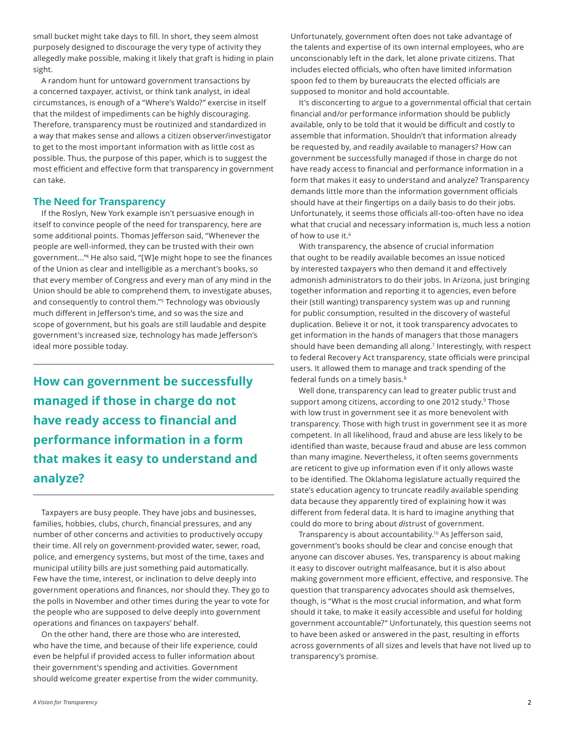small bucket might take days to fill. In short, they seem almost purposely designed to discourage the very type of activity they allegedly make possible, making it likely that graft is hiding in plain sight.

A random hunt for untoward government transactions by a concerned taxpayer, activist, or think tank analyst, in ideal circumstances, is enough of a "Where's Waldo?" exercise in itself that the mildest of impediments can be highly discouraging. Therefore, transparency must be routinized and standardized in a way that makes sense and allows a citizen observer/investigator to get to the most important information with as little cost as possible. Thus, the purpose of this paper, which is to suggest the most efficient and effective form that transparency in government can take.

## The Need for Transparency

If the Roslyn, New York example isn't persuasive enough in itself to convince people of the need for transparency, here are some additional points. Thomas Jefferson said, "Whenever the people are well-informed, they can be trusted with their own government..."[4] He also said, "[W]e might hope to see the finances of the Union as clear and intelligible as a merchant's books, so that every member of Congress and every man of any mind in the Union should be able to comprehend them, to investigate abuses, and consequently to control them."[5] Technology was obviously much different in Jefferson's time, and so was the size and scope of government, but his goals are still laudable and despite government's increased size, technology has made Jefferson's ideal more possible today.

**How can government be successfully managed if those in charge do not have ready access to financial and performance information in a form that makes it easy to understand and analyze?**

Taxpayers are busy people. They have jobs and businesses, families, hobbies, clubs, church, financial pressures, and any number of other concerns and activities to productively occupy their time. All rely on government-provided water, sewer, road, police, and emergency systems, but most of the time, taxes and municipal utility bills are just something paid automatically. Few have the time, interest, or inclination to delve deeply into government operations and finances, nor should they. They go to the polls in November and other times during the year to vote for the people who are supposed to delve deeply into government operations and finances on taxpayers' behalf.

On the other hand, there are those who are interested, who have the time, and because of their life experience, could even be helpful if provided access to fuller information about their government's spending and activities. Government should welcome greater expertise from the wider community. Unfortunately, government often does not take advantage of the talents and expertise of its own internal employees, who are unconscionably left in the dark, let alone private citizens. That includes elected officials, who often have limited information spoon fed to them by bureaucrats the elected officials are supposed to monitor and hold accountable.

It's disconcerting to argue to a governmental official that certain financial and/or performance information should be publicly available, only to be told that it would be difficult and costly to assemble that information. Shouldn't that information already be requested by, and readily available to managers? How can government be successfully managed if those in charge do not have ready access to financial and performance information in a form that makes it easy to understand and analyze? Transparency demands little more than the information government officials should have at their fingertips on a daily basis to do their jobs. Unfortunately, it seems those officials all-too-often have no idea what that crucial and necessary information is, much less a notion of how to use it.[6]

With transparency, the absence of crucial information that ought to be readily available becomes an issue noticed by interested taxpayers who then demand it and effectively admonish administrators to do their jobs. In Arizona, just bringing together information and reporting it to agencies, even before their (still wanting) transparency system was up and running for public consumption, resulted in the discovery of wasteful duplication. Believe it or not, it took transparency advocates to get information in the hands of managers that those managers should have been demanding all along.[7] Interestingly, with respect to federal Recovery Act transparency, state officials were principal users. It allowed them to manage and track spending of the federal funds on a timely basis.[8]

Well done, transparency can lead to greater public trust and support among citizens, according to one 2012 study.[9] Those with low trust in government see it as more benevolent with transparency. Those with high trust in government see it as more competent. In all likelihood, fraud and abuse are less likely to be identified than waste, because fraud and abuse are less common than many imagine. Nevertheless, it often seems governments are reticent to give up information even if it only allows waste to be identified. The Oklahoma legislature actually required the state's education agency to truncate readily available spending data because they apparently tired of explaining how it was different from federal data. It is hard to imagine anything that could do more to bring about *dis*trust of government.

Transparency is about accountability.[10] As Jefferson said, government's books should be clear and concise enough that anyone can discover abuses. Yes, transparency is about making it easy to discover outright malfeasance, but it is also about making government more efficient, effective, and responsive. The question that transparency advocates should ask themselves, though, is "What is the most crucial information, and what form should it take, to make it easily accessible and useful for holding government accountable?" Unfortunately, this question seems not to have been asked or answered in the past, resulting in efforts across governments of all sizes and levels that have not lived up to transparency's promise.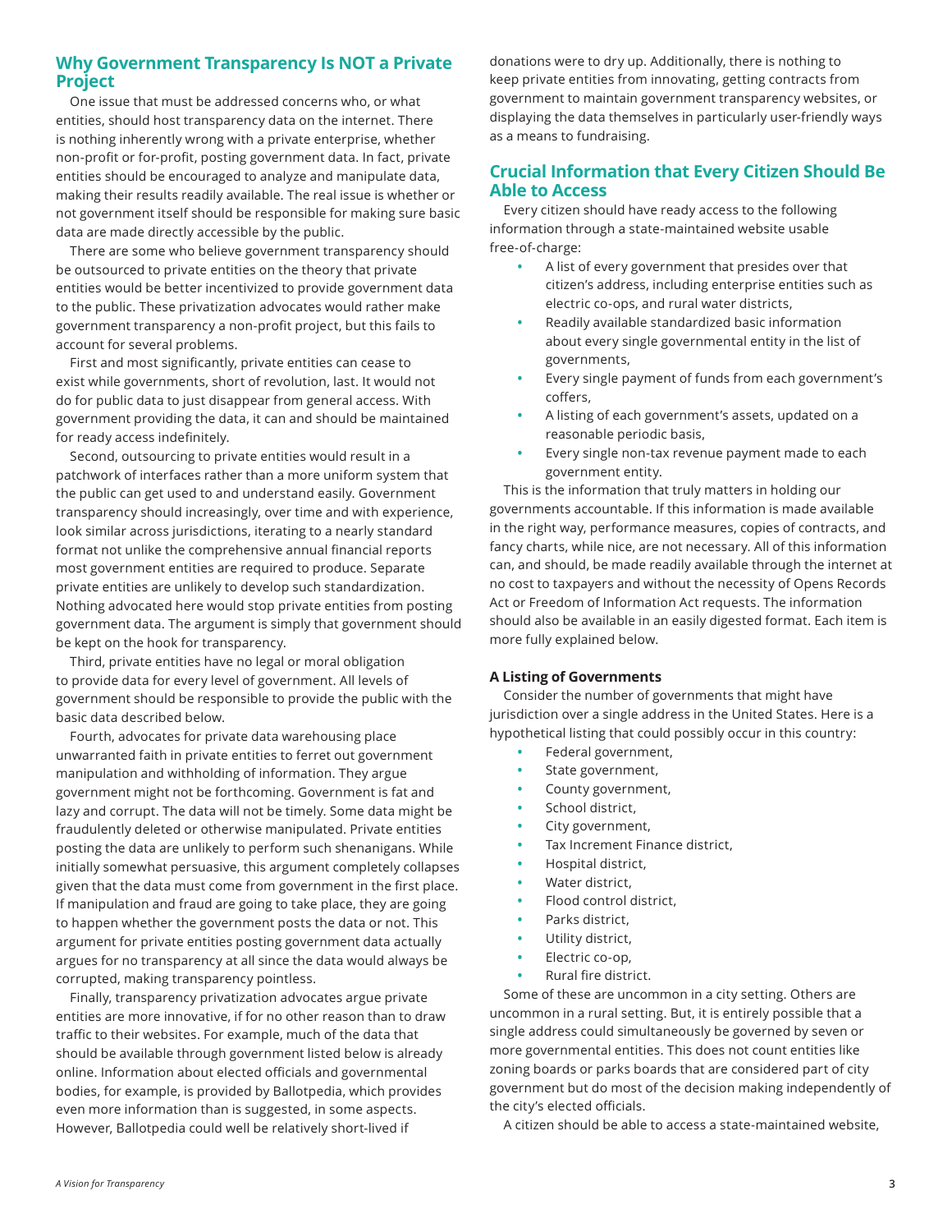## Why Government Transparency Is NOT a Private Project

One issue that must be addressed concerns who, or what entities, should host transparency data on the internet. There is nothing inherently wrong with a private enterprise, whether non-profit or for-profit, posting government data. In fact, private entities should be encouraged to analyze and manipulate data, making their results readily available. The real issue is whether or not government itself should be responsible for making sure basic data are made directly accessible by the public.

There are some who believe government transparency should be outsourced to private entities on the theory that private entities would be better incentivized to provide government data to the public. These privatization advocates would rather make government transparency a non-profit project, but this fails to account for several problems.

First and most significantly, private entities can cease to exist while governments, short of revolution, last. It would not do for public data to just disappear from general access. With government providing the data, it can and should be maintained for ready access indefinitely.

Second, outsourcing to private entities would result in a patchwork of interfaces rather than a more uniform system that the public can get used to and understand easily. Government transparency should increasingly, over time and with experience, look similar across jurisdictions, iterating to a nearly standard format not unlike the comprehensive annual financial reports most government entities are required to produce. Separate private entities are unlikely to develop such standardization. Nothing advocated here would stop private entities from posting government data. The argument is simply that government should be kept on the hook for transparency.

Third, private entities have no legal or moral obligation to provide data for every level of government. All levels of government should be responsible to provide the public with the basic data described below.

Fourth, advocates for private data warehousing place unwarranted faith in private entities to ferret out government manipulation and withholding of information. They argue government might not be forthcoming. Government is fat and lazy and corrupt. The data will not be timely. Some data might be fraudulently deleted or otherwise manipulated. Private entities posting the data are unlikely to perform such shenanigans. While initially somewhat persuasive, this argument completely collapses given that the data must come from government in the first place. If manipulation and fraud are going to take place, they are going to happen whether the government posts the data or not. This argument for private entities posting government data actually argues for no transparency at all since the data would always be corrupted, making transparency pointless.

Finally, transparency privatization advocates argue private entities are more innovative, if for no other reason than to draw traffic to their websites. For example, much of the data that should be available through government listed below is already online. Information about elected officials and governmental bodies, for example, is provided by Ballotpedia, which provides even more information than is suggested, in some aspects. However, Ballotpedia could well be relatively short-lived if donations were to dry up. Additionally, there is nothing to keep private entities from innovating, getting contracts from government to maintain government transparency websites, or displaying the data themselves in particularly user-friendly ways as a means to fundraising.

## Crucial Information that Every Citizen Should Be Able to Access

Every citizen should have ready access to the following information through a state-maintained website usable free-of-charge:

- A list of every government that presides over that citizen's address, including enterprise entities such as electric co-ops, and rural water districts,
- Readily available standardized basic information about every single governmental entity in the list of governments,
- Every single payment of funds from each government's coffers,
- A listing of each government's assets, updated on a reasonable periodic basis,
- Every single non-tax revenue payment made to each government entity.

This is the information that truly matters in holding our governments accountable. If this information is made available in the right way, performance measures, copies of contracts, and fancy charts, while nice, are not necessary. All of this information can, and should, be made readily available through the internet at no cost to taxpayers and without the necessity of Opens Records Act or Freedom of Information Act requests. The information should also be available in an easily digested format. Each item is more fully explained below.

### A Listing of Governments

Consider the number of governments that might have jurisdiction over a single address in the United States. Here is a hypothetical listing that could possibly occur in this country:

- Federal government,
- State government,
- County government,
- School district,
- City government,
- Tax Increment Finance district,
- Hospital district,
- Water district,
- Flood control district,
- Parks district,
- Utility district,
- Electric co-op,
- Rural fire district.

Some of these are uncommon in a city setting. Others are uncommon in a rural setting. But, it is entirely possible that a single address could simultaneously be governed by seven or more governmental entities. This does not count entities like zoning boards or parks boards that are considered part of city government but do most of the decision making independently of the city's elected officials.

A citizen should be able to access a state-maintained website,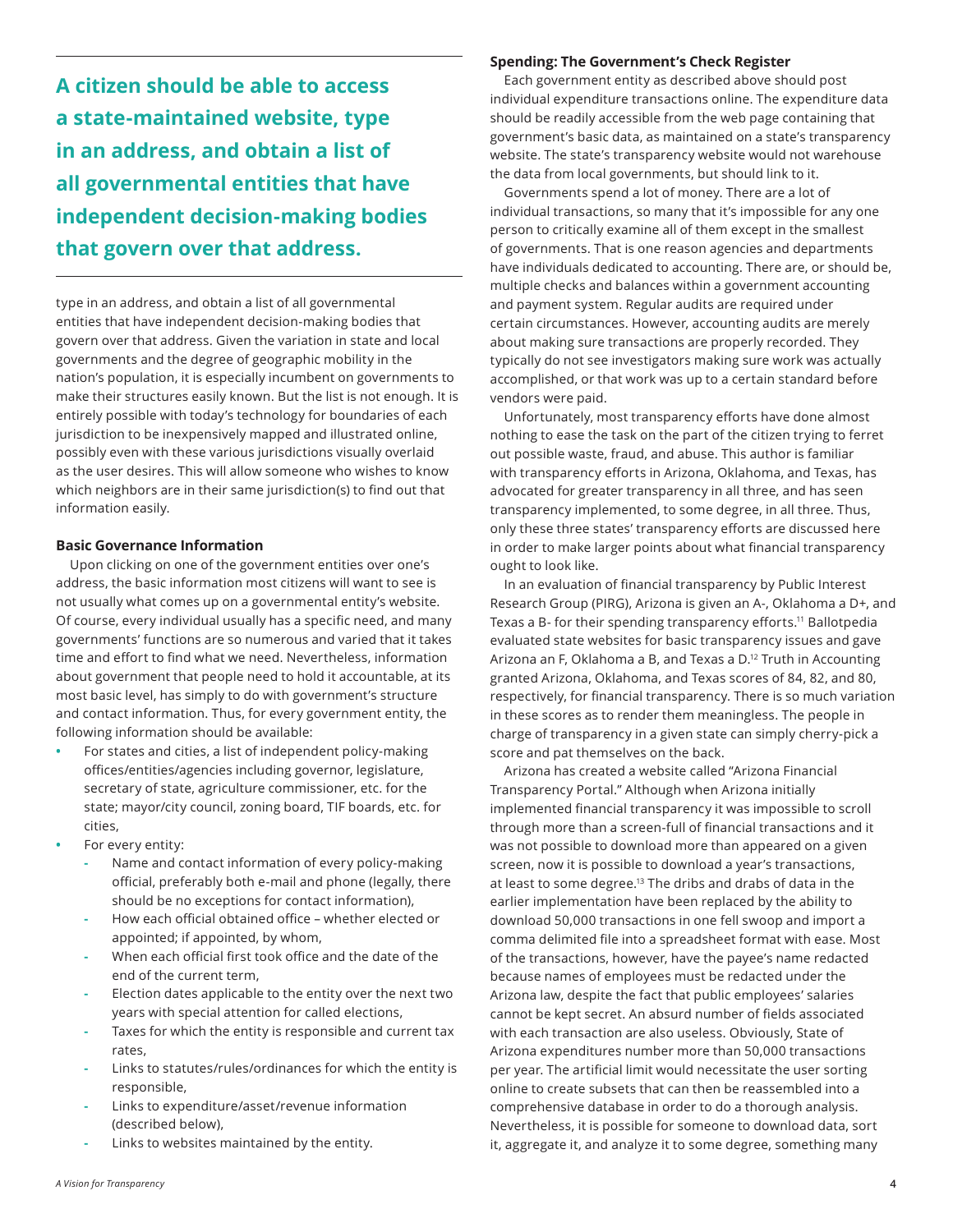**A citizen should be able to access a state-maintained website, type in an address, and obtain a list of all governmental entities that have independent decision-making bodies that govern over that address.**

type in an address, and obtain a list of all governmental entities that have independent decision-making bodies that govern over that address. Given the variation in state and local governments and the degree of geographic mobility in the nation's population, it is especially incumbent on governments to make their structures easily known. But the list is not enough. It is entirely possible with today's technology for boundaries of each jurisdiction to be inexpensively mapped and illustrated online, possibly even with these various jurisdictions visually overlaid as the user desires. This will allow someone who wishes to know which neighbors are in their same jurisdiction(s) to find out that information easily.

### Basic Governance Information

Upon clicking on one of the government entities over one's address, the basic information most citizens will want to see is not usually what comes up on a governmental entity's website. Of course, every individual usually has a specific need, and many governments' functions are so numerous and varied that it takes time and effort to find what we need. Nevertheless, information about government that people need to hold it accountable, at its most basic level, has simply to do with government's structure and contact information. Thus, for every government entity, the following information should be available:

- For states and cities, a list of independent policy-making offices/entities/agencies including governor, legislature, secretary of state, agriculture commissioner, etc. for the state; mayor/city council, zoning board, TIF boards, etc. for cities,
- For every entity:
  - Name and contact information of every policy-making official, preferably both e-mail and phone (legally, there should be no exceptions for contact information),
  - How each official obtained office – whether elected or appointed; if appointed, by whom,
  - When each official first took office and the date of the end of the current term,
  - Election dates applicable to the entity over the next two years with special attention for called elections,
  - Taxes for which the entity is responsible and current tax rates,
  - Links to statutes/rules/ordinances for which the entity is responsible,
  - Links to expenditure/asset/revenue information (described below),
  - Links to websites maintained by the entity.

### Spending: The Government's Check Register

Each government entity as described above should post individual expenditure transactions online. The expenditure data should be readily accessible from the web page containing that government's basic data, as maintained on a state's transparency website. The state's transparency website would not warehouse the data from local governments, but should link to it.

Governments spend a lot of money. There are a lot of individual transactions, so many that it's impossible for any one person to critically examine all of them except in the smallest of governments. That is one reason agencies and departments have individuals dedicated to accounting. There are, or should be, multiple checks and balances within a government accounting and payment system. Regular audits are required under certain circumstances. However, accounting audits are merely about making sure transactions are properly recorded. They typically do not see investigators making sure work was actually accomplished, or that work was up to a certain standard before vendors were paid.

Unfortunately, most transparency efforts have done almost nothing to ease the task on the part of the citizen trying to ferret out possible waste, fraud, and abuse. This author is familiar with transparency efforts in Arizona, Oklahoma, and Texas, has advocated for greater transparency in all three, and has seen transparency implemented, to some degree, in all three. Thus, only these three states' transparency efforts are discussed here in order to make larger points about what financial transparency ought to look like.

In an evaluation of financial transparency by Public Interest Research Group (PIRG), Arizona is given an A-, Oklahoma a D+, and Texas a B- for their spending transparency efforts.[11] Ballotpedia evaluated state websites for basic transparency issues and gave Arizona an F, Oklahoma a B, and Texas a D.[12] Truth in Accounting granted Arizona, Oklahoma, and Texas scores of 84, 82, and 80, respectively, for financial transparency. There is so much variation in these scores as to render them meaningless. The people in charge of transparency in a given state can simply cherry-pick a score and pat themselves on the back.

Arizona has created a website called "Arizona Financial Transparency Portal." Although when Arizona initially implemented financial transparency it was impossible to scroll through more than a screen-full of financial transactions and it was not possible to download more than appeared on a given screen, now it is possible to download a year's transactions, at least to some degree.[13] The dribs and drabs of data in the earlier implementation have been replaced by the ability to download 50,000 transactions in one fell swoop and import a comma delimited file into a spreadsheet format with ease. Most of the transactions, however, have the payee's name redacted because names of employees must be redacted under the Arizona law, despite the fact that public employees' salaries cannot be kept secret. An absurd number of fields associated with each transaction are also useless. Obviously, State of Arizona expenditures number more than 50,000 transactions per year. The artificial limit would necessitate the user sorting online to create subsets that can then be reassembled into a comprehensive database in order to do a thorough analysis. Nevertheless, it is possible for someone to download data, sort it, aggregate it, and analyze it to some degree, something many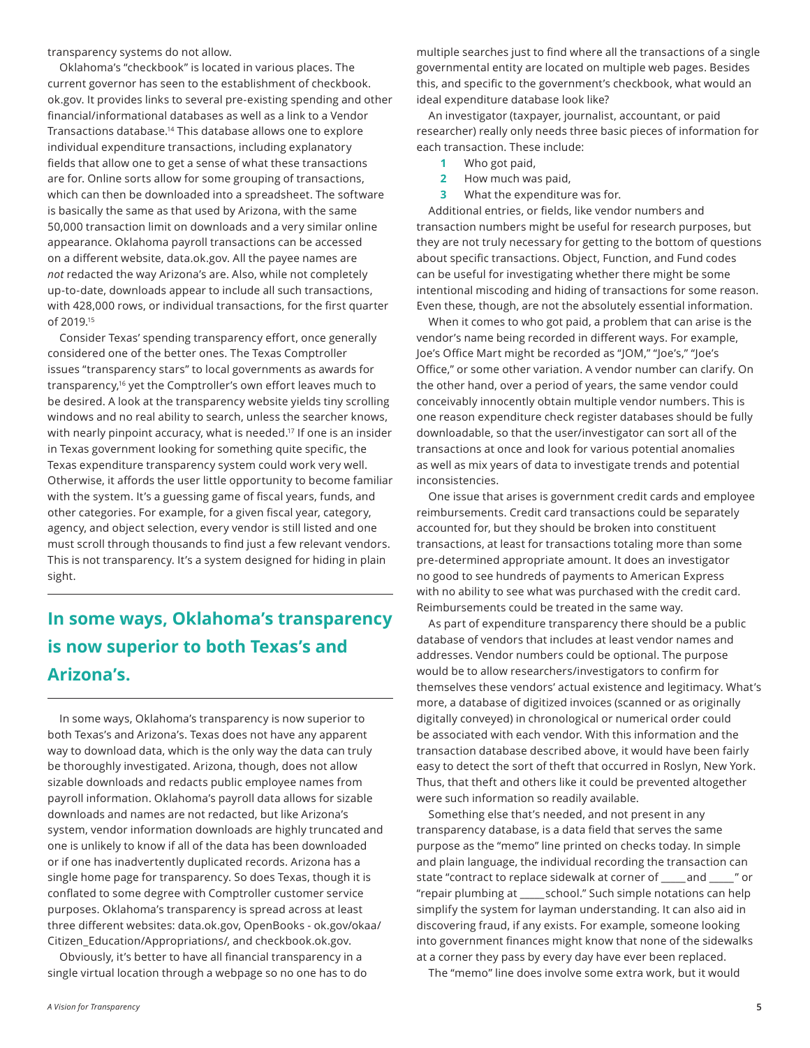transparency systems do not allow.

Oklahoma's "checkbook" is located in various places. The current governor has seen to the establishment of checkbook.ok.gov. It provides links to several pre-existing spending and other financial/informational databases as well as a link to a Vendor Transactions database.[14] This database allows one to explore individual expenditure transactions, including explanatory fields that allow one to get a sense of what these transactions are for. Online sorts allow for some grouping of transactions, which can then be downloaded into a spreadsheet. The software is basically the same as that used by Arizona, with the same 50,000 transaction limit on downloads and a very similar online appearance. Oklahoma payroll transactions can be accessed on a different website, data.ok.gov. All the payee names are *not* redacted the way Arizona's are. Also, while not completely up-to-date, downloads appear to include all such transactions, with 428,000 rows, or individual transactions, for the first quarter of 2019.[15]

Consider Texas' spending transparency effort, once generally considered one of the better ones. The Texas Comptroller issues "transparency stars" to local governments as awards for transparency,[16] yet the Comptroller's own effort leaves much to be desired. A look at the transparency website yields tiny scrolling windows and no real ability to search, unless the searcher knows, with nearly pinpoint accuracy, what is needed.[17] If one is an insider in Texas government looking for something quite specific, the Texas expenditure transparency system could work very well. Otherwise, it affords the user little opportunity to become familiar with the system. It's a guessing game of fiscal years, funds, and other categories. For example, for a given fiscal year, category, agency, and object selection, every vendor is still listed and one must scroll through thousands to find just a few relevant vendors. This is not transparency. It's a system designed for hiding in plain sight.

## In some ways, Oklahoma's transparency is now superior to both Texas's and Arizona's.

In some ways, Oklahoma's transparency is now superior to both Texas's and Arizona's. Texas does not have any apparent way to download data, which is the only way the data can truly be thoroughly investigated. Arizona, though, does not allow sizable downloads and redacts public employee names from payroll information. Oklahoma's payroll data allows for sizable downloads and names are not redacted, but like Arizona's system, vendor information downloads are highly truncated and one is unlikely to know if all of the data has been downloaded or if one has inadvertently duplicated records. Arizona has a single home page for transparency. So does Texas, though it is conflated to some degree with Comptroller customer service purposes. Oklahoma's transparency is spread across at least three different websites: data.ok.gov, OpenBooks - ok.gov/okaa/Citizen_Education/Appropriations/, and checkbook.ok.gov.

Obviously, it's better to have all financial transparency in a single virtual location through a webpage so no one has to do multiple searches just to find where all the transactions of a single governmental entity are located on multiple web pages. Besides this, and specific to the government's checkbook, what would an ideal expenditure database look like?

An investigator (taxpayer, journalist, accountant, or paid researcher) really only needs three basic pieces of information for each transaction. These include:

1. Who got paid,
2. How much was paid,
3. What the expenditure was for.

Additional entries, or fields, like vendor numbers and transaction numbers might be useful for research purposes, but they are not truly necessary for getting to the bottom of questions about specific transactions. Object, Function, and Fund codes can be useful for investigating whether there might be some intentional miscoding and hiding of transactions for some reason. Even these, though, are not the absolutely essential information.

When it comes to who got paid, a problem that can arise is the vendor's name being recorded in different ways. For example, Joe's Office Mart might be recorded as "JOM," "Joe's," "Joe's Office," or some other variation. A vendor number can clarify. On the other hand, over a period of years, the same vendor could conceivably innocently obtain multiple vendor numbers. This is one reason expenditure check register databases should be fully downloadable, so that the user/investigator can sort all of the transactions at once and look for various potential anomalies as well as mix years of data to investigate trends and potential inconsistencies.

One issue that arises is government credit cards and employee reimbursements. Credit card transactions could be separately accounted for, but they should be broken into constituent transactions, at least for transactions totaling more than some pre-determined appropriate amount. It does an investigator no good to see hundreds of payments to American Express with no ability to see what was purchased with the credit card. Reimbursements could be treated in the same way.

As part of expenditure transparency there should be a public database of vendors that includes at least vendor names and addresses. Vendor numbers could be optional. The purpose would be to allow researchers/investigators to confirm for themselves these vendors' actual existence and legitimacy. What's more, a database of digitized invoices (scanned or as originally digitally conveyed) in chronological or numerical order could be associated with each vendor. With this information and the transaction database described above, it would have been fairly easy to detect the sort of theft that occurred in Roslyn, New York. Thus, that theft and others like it could be prevented altogether were such information so readily available.

Something else that's needed, and not present in any transparency database, is a data field that serves the same purpose as the "memo" line printed on checks today. In simple and plain language, the individual recording the transaction can state "contract to replace sidewalk at corner of _____ and _____" or "repair plumbing at _____ school." Such simple notations can help simplify the system for layman understanding. It can also aid in discovering fraud, if any exists. For example, someone looking into government finances might know that none of the sidewalks at a corner they pass by every day have ever been replaced.

The "memo" line does involve some extra work, but it would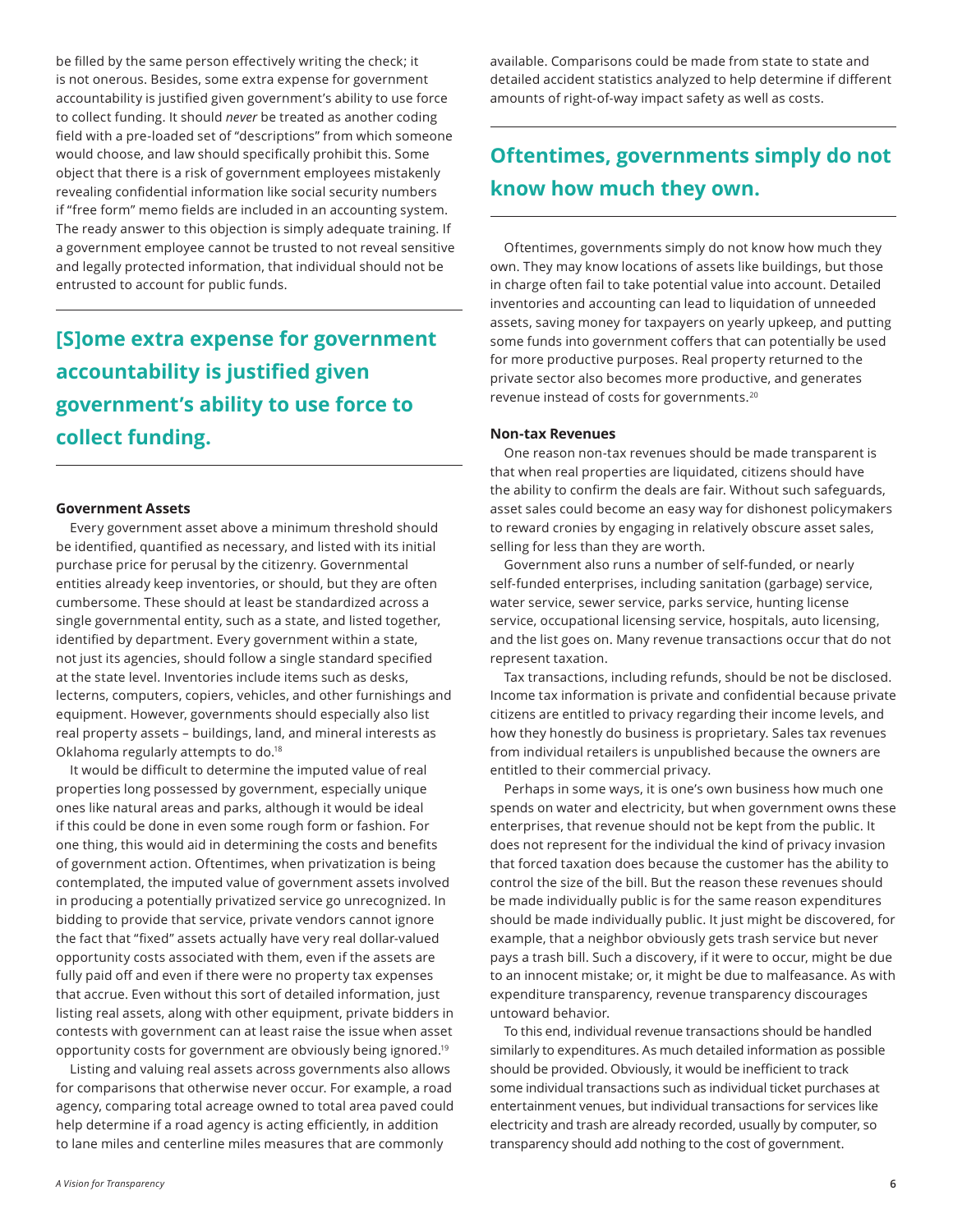be filled by the same person effectively writing the check; it is not onerous. Besides, some extra expense for government accountability is justified given government's ability to use force to collect funding. It should *never* be treated as another coding field with a pre-loaded set of "descriptions" from which someone would choose, and law should specifically prohibit this. Some object that there is a risk of government employees mistakenly revealing confidential information like social security numbers if "free form" memo fields are included in an accounting system. The ready answer to this objection is simply adequate training. If a government employee cannot be trusted to not reveal sensitive and legally protected information, that individual should not be entrusted to account for public funds.

**[S]ome extra expense for government accountability is justified given government's ability to use force to collect funding.**

### Government Assets

Every government asset above a minimum threshold should be identified, quantified as necessary, and listed with its initial purchase price for perusal by the citizenry. Governmental entities already keep inventories, or should, but they are often cumbersome. These should at least be standardized across a single governmental entity, such as a state, and listed together, identified by department. Every government within a state, not just its agencies, should follow a single standard specified at the state level. Inventories include items such as desks, lecterns, computers, copiers, vehicles, and other furnishings and equipment. However, governments should especially also list real property assets – buildings, land, and mineral interests as Oklahoma regularly attempts to do.[18]

It would be difficult to determine the imputed value of real properties long possessed by government, especially unique ones like natural areas and parks, although it would be ideal if this could be done in even some rough form or fashion. For one thing, this would aid in determining the costs and benefits of government action. Oftentimes, when privatization is being contemplated, the imputed value of government assets involved in producing a potentially privatized service go unrecognized. In bidding to provide that service, private vendors cannot ignore the fact that "fixed" assets actually have very real dollar-valued opportunity costs associated with them, even if the assets are fully paid off and even if there were no property tax expenses that accrue. Even without this sort of detailed information, just listing real assets, along with other equipment, private bidders in contests with government can at least raise the issue when asset opportunity costs for government are obviously being ignored.[19]

Listing and valuing real assets across governments also allows for comparisons that otherwise never occur. For example, a road agency, comparing total acreage owned to total area paved could help determine if a road agency is acting efficiently, in addition to lane miles and centerline miles measures that are commonly available. Comparisons could be made from state to state and detailed accident statistics analyzed to help determine if different amounts of right-of-way impact safety as well as costs.

**Oftentimes, governments simply do not know how much they own.**

Oftentimes, governments simply do not know how much they own. They may know locations of assets like buildings, but those in charge often fail to take potential value into account. Detailed inventories and accounting can lead to liquidation of unneeded assets, saving money for taxpayers on yearly upkeep, and putting some funds into government coffers that can potentially be used for more productive purposes. Real property returned to the private sector also becomes more productive, and generates revenue instead of costs for governments.[20]

### Non-tax Revenues

One reason non-tax revenues should be made transparent is that when real properties are liquidated, citizens should have the ability to confirm the deals are fair. Without such safeguards, asset sales could become an easy way for dishonest policymakers to reward cronies by engaging in relatively obscure asset sales, selling for less than they are worth.

Government also runs a number of self-funded, or nearly self-funded enterprises, including sanitation (garbage) service, water service, sewer service, parks service, hunting license service, occupational licensing service, hospitals, auto licensing, and the list goes on. Many revenue transactions occur that do not represent taxation.

Tax transactions, including refunds, should be not be disclosed. Income tax information is private and confidential because private citizens are entitled to privacy regarding their income levels, and how they honestly do business is proprietary. Sales tax revenues from individual retailers is unpublished because the owners are entitled to their commercial privacy.

Perhaps in some ways, it is one's own business how much one spends on water and electricity, but when government owns these enterprises, that revenue should not be kept from the public. It does not represent for the individual the kind of privacy invasion that forced taxation does because the customer has the ability to control the size of the bill. But the reason these revenues should be made individually public is for the same reason expenditures should be made individually public. It just might be discovered, for example, that a neighbor obviously gets trash service but never pays a trash bill. Such a discovery, if it were to occur, might be due to an innocent mistake; or, it might be due to malfeasance. As with expenditure transparency, revenue transparency discourages untoward behavior.

To this end, individual revenue transactions should be handled similarly to expenditures. As much detailed information as possible should be provided. Obviously, it would be inefficient to track some individual transactions such as individual ticket purchases at entertainment venues, but individual transactions for services like electricity and trash are already recorded, usually by computer, so transparency should add nothing to the cost of government.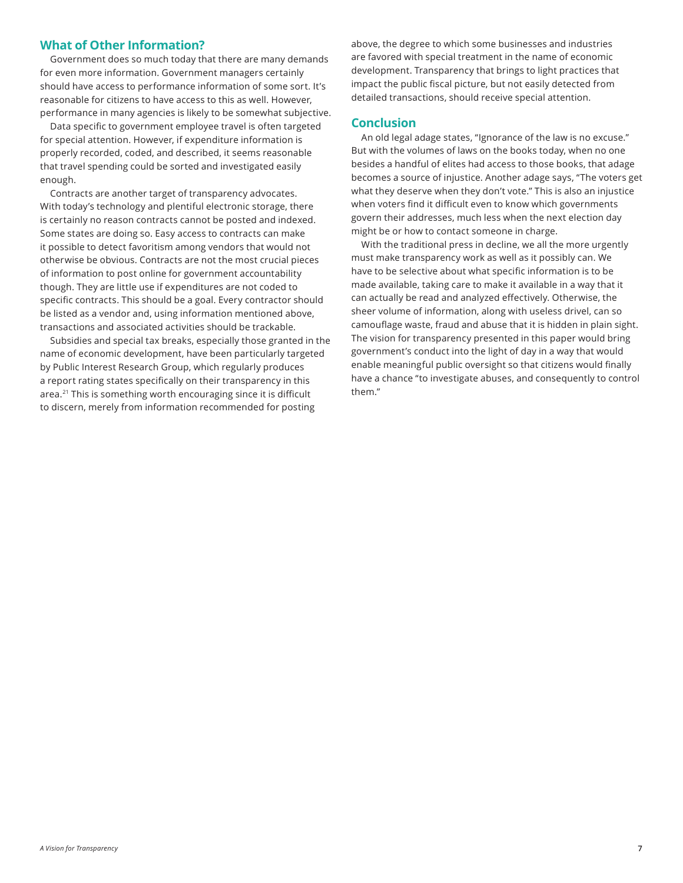## What of Other Information?

Government does so much today that there are many demands for even more information. Government managers certainly should have access to performance information of some sort. It's reasonable for citizens to have access to this as well. However, performance in many agencies is likely to be somewhat subjective.

Data specific to government employee travel is often targeted for special attention. However, if expenditure information is properly recorded, coded, and described, it seems reasonable that travel spending could be sorted and investigated easily enough.

Contracts are another target of transparency advocates. With today's technology and plentiful electronic storage, there is certainly no reason contracts cannot be posted and indexed. Some states are doing so. Easy access to contracts can make it possible to detect favoritism among vendors that would not otherwise be obvious. Contracts are not the most crucial pieces of information to post online for government accountability though. They are little use if expenditures are not coded to specific contracts. This should be a goal. Every contractor should be listed as a vendor and, using information mentioned above, transactions and associated activities should be trackable.

Subsidies and special tax breaks, especially those granted in the name of economic development, have been particularly targeted by Public Interest Research Group, which regularly produces a report rating states specifically on their transparency in this area.[21] This is something worth encouraging since it is difficult to discern, merely from information recommended for posting above, the degree to which some businesses and industries are favored with special treatment in the name of economic development. Transparency that brings to light practices that impact the public fiscal picture, but not easily detected from detailed transactions, should receive special attention.

## Conclusion

An old legal adage states, "Ignorance of the law is no excuse." But with the volumes of laws on the books today, when no one besides a handful of elites had access to those books, that adage becomes a source of injustice. Another adage says, "The voters get what they deserve when they don't vote." This is also an injustice when voters find it difficult even to know which governments govern their addresses, much less when the next election day might be or how to contact someone in charge.

With the traditional press in decline, we all the more urgently must make transparency work as well as it possibly can. We have to be selective about what specific information is to be made available, taking care to make it available in a way that it can actually be read and analyzed effectively. Otherwise, the sheer volume of information, along with useless drivel, can so camouflage waste, fraud and abuse that it is hidden in plain sight. The vision for transparency presented in this paper would bring government's conduct into the light of day in a way that would enable meaningful public oversight so that citizens would finally have a chance "to investigate abuses, and consequently to control them."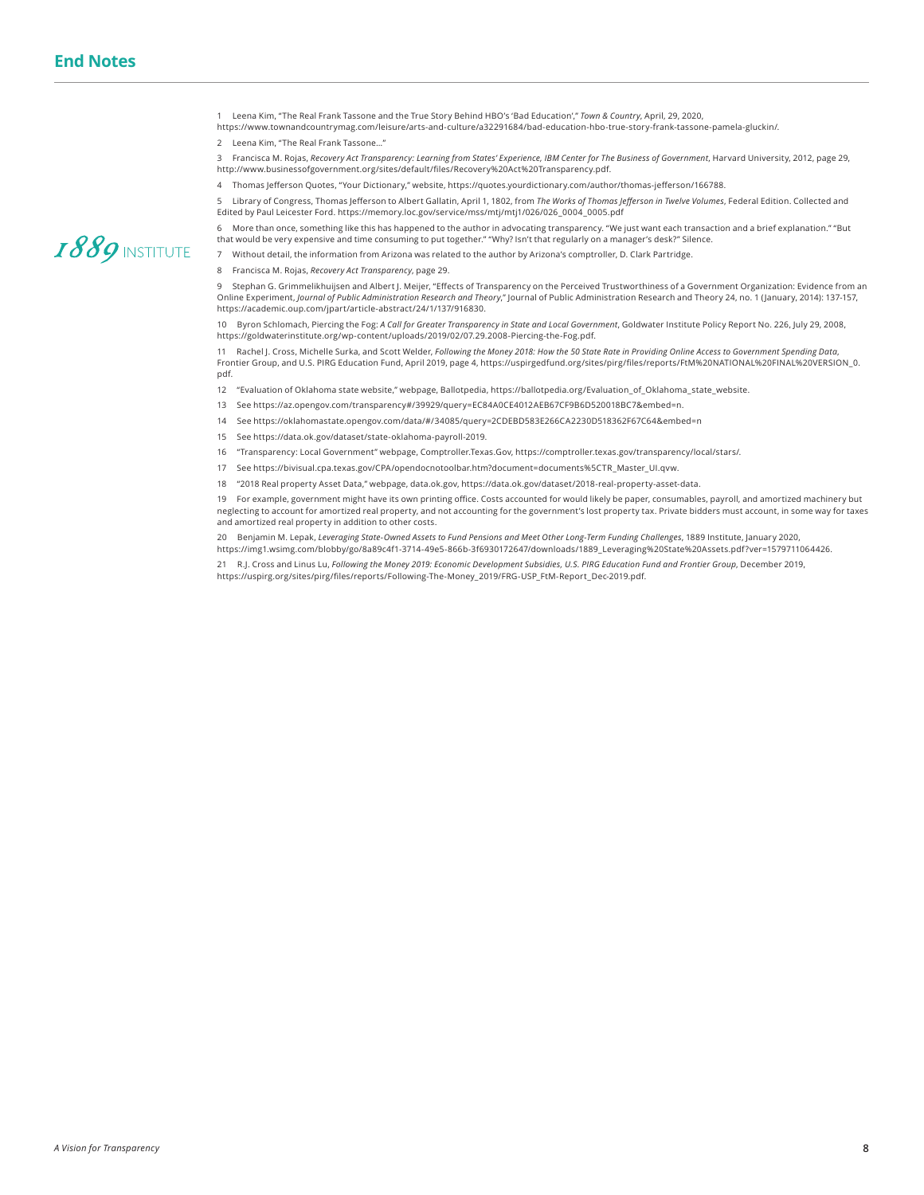## End Notes

1 Leena Kim, "The Real Frank Tassone and the True Story Behind HBO's 'Bad Education'," *Town & Country*, April, 29, 2020, https://www.townandcountrymag.com/leisure/arts-and-culture/a32291684/bad-education-hbo-true-story-frank-tassone-pamela-gluckin/.

2 Leena Kim, "The Real Frank Tassone..."

3 Francisca M. Rojas, *Recovery Act Transparency: Learning from States' Experience, IBM Center for The Business of Government*, Harvard University, 2012, page 29, http://www.businessofgovernment.org/sites/default/files/Recovery%20Act%20Transparency.pdf.

4 Thomas Jefferson Quotes, "Your Dictionary," website, https://quotes.yourdictionary.com/author/thomas-jefferson/166788.

5 Library of Congress, Thomas Jefferson to Albert Gallatin, April 1, 1802, from *The Works of Thomas Jefferson in Twelve Volumes*, Federal Edition. Collected and Edited by Paul Leicester Ford. https://memory.loc.gov/service/mss/mtj/mtj1/026/026_0004_0005.pdf

6 More than once, something like this has happened to the author in advocating transparency. "We just want each transaction and a brief explanation." "But that would be very expensive and time consuming to put together." "Why? Isn't that regularly on a manager's desk?" Silence.

7 Without detail, the information from Arizona was related to the author by Arizona's comptroller, D. Clark Partridge.

8 Francisca M. Rojas, *Recovery Act Transparency*, page 29.

9 Stephan G. Grimmelikhuijsen and Albert J. Meijer, "Effects of Transparency on the Perceived Trustworthiness of a Government Organization: Evidence from an Online Experiment, *Journal of Public Administration Research and Theory*," Journal of Public Administration Research and Theory 24, no. 1 (January, 2014): 137-157, https://academic.oup.com/jpart/article-abstract/24/1/137/916830.

10 Byron Schlomach, Piercing the Fog: *A Call for Greater Transparency in State and Local Government*, Goldwater Institute Policy Report No. 226, July 29, 2008, https://goldwaterinstitute.org/wp-content/uploads/2019/02/07.29.2008-Piercing-the-Fog.pdf.

11 Rachel J. Cross, Michelle Surka, and Scott Welder, *Following the Money 2018: How the 50 State Rate in Providing Online Access to Government Spending Data*, Frontier Group, and U.S. PIRG Education Fund, April 2019, page 4, https://uspirgedfund.org/sites/pirg/files/reports/FtM%20NATIONAL%20FINAL%20VERSION_0.pdf.

12 "Evaluation of Oklahoma state website," webpage, Ballotpedia, https://ballotpedia.org/Evaluation_of_Oklahoma_state_website.

13 See https://az.opengov.com/transparency#/39929/query=EC84A0CE4012AEB67CF9B6D520018BC7&embed=n.

14 See https://oklahomastate.opengov.com/data/#/34085/query=2CDEBD583E266CA2230D518362F67C64&embed=n

15 See https://data.ok.gov/dataset/state-oklahoma-payroll-2019.

16 "Transparency: Local Government" webpage, Comptroller.Texas.Gov, https://comptroller.texas.gov/transparency/local/stars/.

17 See https://bivisual.cpa.texas.gov/CPA/opendocnotoolbar.htm?document=documents%5CTR_Master_UI.qvw.

18 "2018 Real property Asset Data," webpage, data.ok.gov, https://data.ok.gov/dataset/2018-real-property-asset-data.

19 For example, government might have its own printing office. Costs accounted for would likely be paper, consumables, payroll, and amortized machinery but neglecting to account for amortized real property, and not accounting for the government's lost property tax. Private bidders must account, in some way for taxes and amortized real property in addition to other costs.

20 Benjamin M. Lepak, *Leveraging State-Owned Assets to Fund Pensions and Meet Other Long-Term Funding Challenges*, 1889 Institute, January 2020, https://img1.wsimg.com/blobby/go/8a89c4f1-3714-49e5-866b-3f6930172647/downloads/1889_Leveraging%20State%20Assets.pdf?ver=1579711064426.

21 R.J. Cross and Linus Lu, *Following the Money 2019: Economic Development Subsidies, U.S. PIRG Education Fund and Frontier Group*, December 2019, https://uspirg.org/sites/pirg/files/reports/Following-The-Money_2019/FRG-USP_FtM-Report_Dec-2019.pdf.